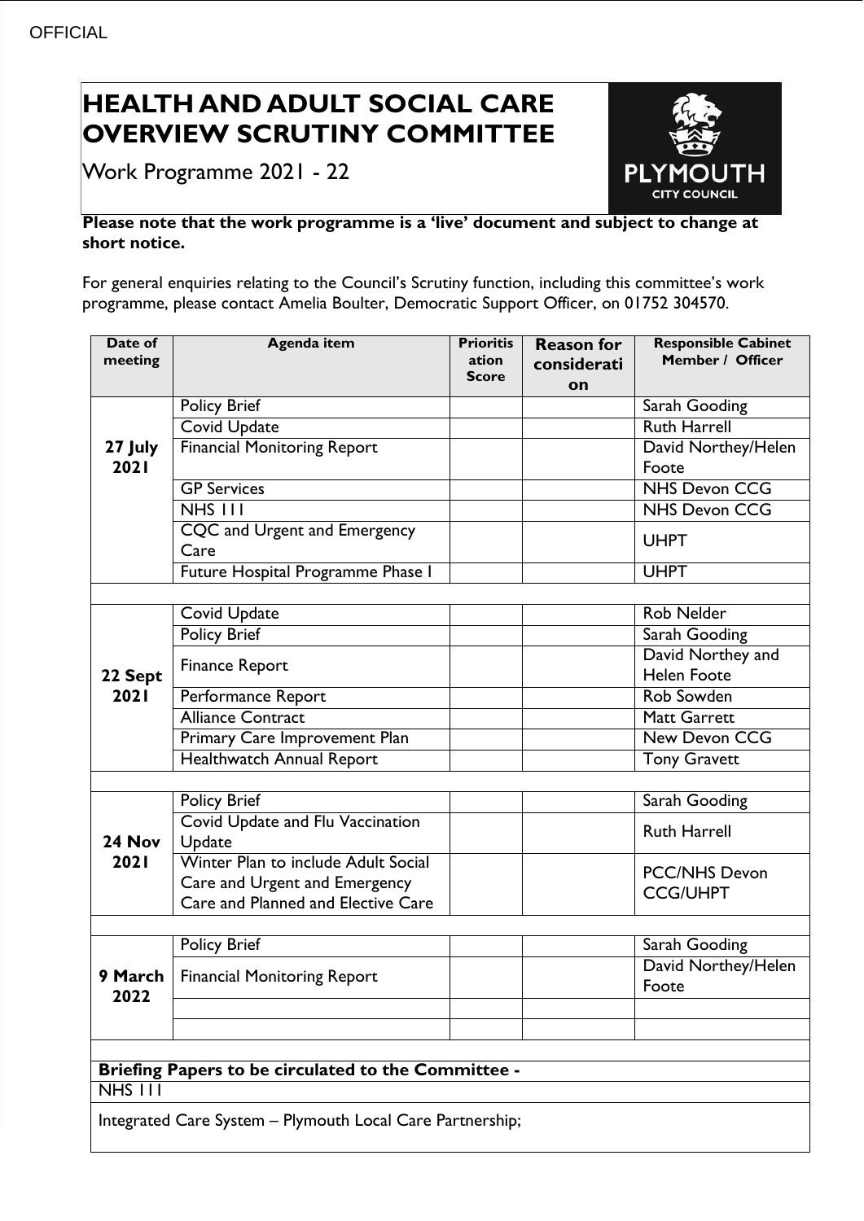# HEALTH AND ADULT SOCIAL CARE OVERVIEW SCRUTINY COMMITTEE

Work Programme 2021 - 22

**Please note that the work programme is a 'live' document and subject to change at short notice.**

For general enquiries relating to the Council's Scrutiny function, including this committee's work programme, please contact Amelia Boulter, Democratic Support Officer, on 01752 304570.

| Date of meeting | Agenda item | Prioritisation Score | Reason for consideration | Responsible Cabinet Member / Officer |
|---|---|---|---|---|
| 27 July 2021 | Policy Brief | | | Sarah Gooding |
| | Covid Update | | | Ruth Harrell |
| | Financial Monitoring Report | | | David Northey/Helen Foote |
| | GP Services | | | NHS Devon CCG |
| | NHS 111 | | | NHS Devon CCG |
| | CQC and Urgent and Emergency Care | | | UHPT |
| | Future Hospital Programme Phase I | | | UHPT |
| | | | | |
| 22 Sept 2021 | Covid Update | | | Rob Nelder |
| | Policy Brief | | | Sarah Gooding |
| | Finance Report | | | David Northey and Helen Foote |
| | Performance Report | | | Rob Sowden |
| | Alliance Contract | | | Matt Garrett |
| | Primary Care Improvement Plan | | | New Devon CCG |
| | Healthwatch Annual Report | | | Tony Gravett |
| | | | | |
| 24 Nov 2021 | Policy Brief | | | Sarah Gooding |
| | Covid Update and Flu Vaccination Update | | | Ruth Harrell |
| | Winter Plan to include Adult Social Care and Urgent and Emergency Care and Planned and Elective Care | | | PCC/NHS Devon CCG/UHPT |
| | | | | |
| 9 March 2022 | Policy Brief | | | Sarah Gooding |
| | Financial Monitoring Report | | | David Northey/Helen Foote |
| | | | | |
| | | | | |

**Briefing Papers to be circulated to the Committee -**

NHS 111

Integrated Care System – Plymouth Local Care Partnership;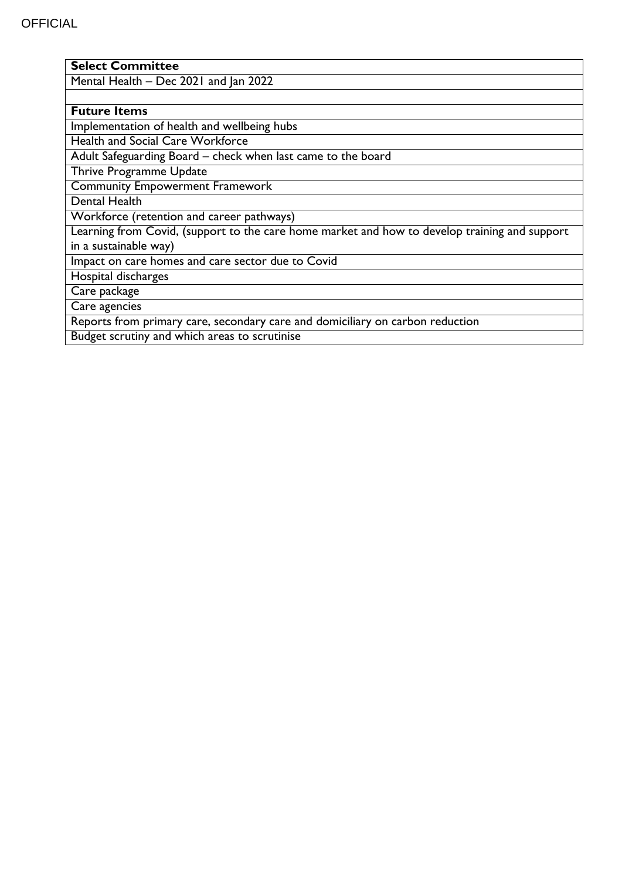| |
|---|
| **Select Committee** |
| Mental Health – Dec 2021 and Jan 2022 |
| |
| **Future Items** |
| Implementation of health and wellbeing hubs |
| Health and Social Care Workforce |
| Adult Safeguarding Board – check when last came to the board |
| Thrive Programme Update |
| Community Empowerment Framework |
| Dental Health |
| Workforce (retention and career pathways) |
| Learning from Covid, (support to the care home market and how to develop training and support in a sustainable way) |
| Impact on care homes and care sector due to Covid |
| Hospital discharges |
| Care package |
| Care agencies |
| Reports from primary care, secondary care and domiciliary on carbon reduction |
| Budget scrutiny and which areas to scrutinise |